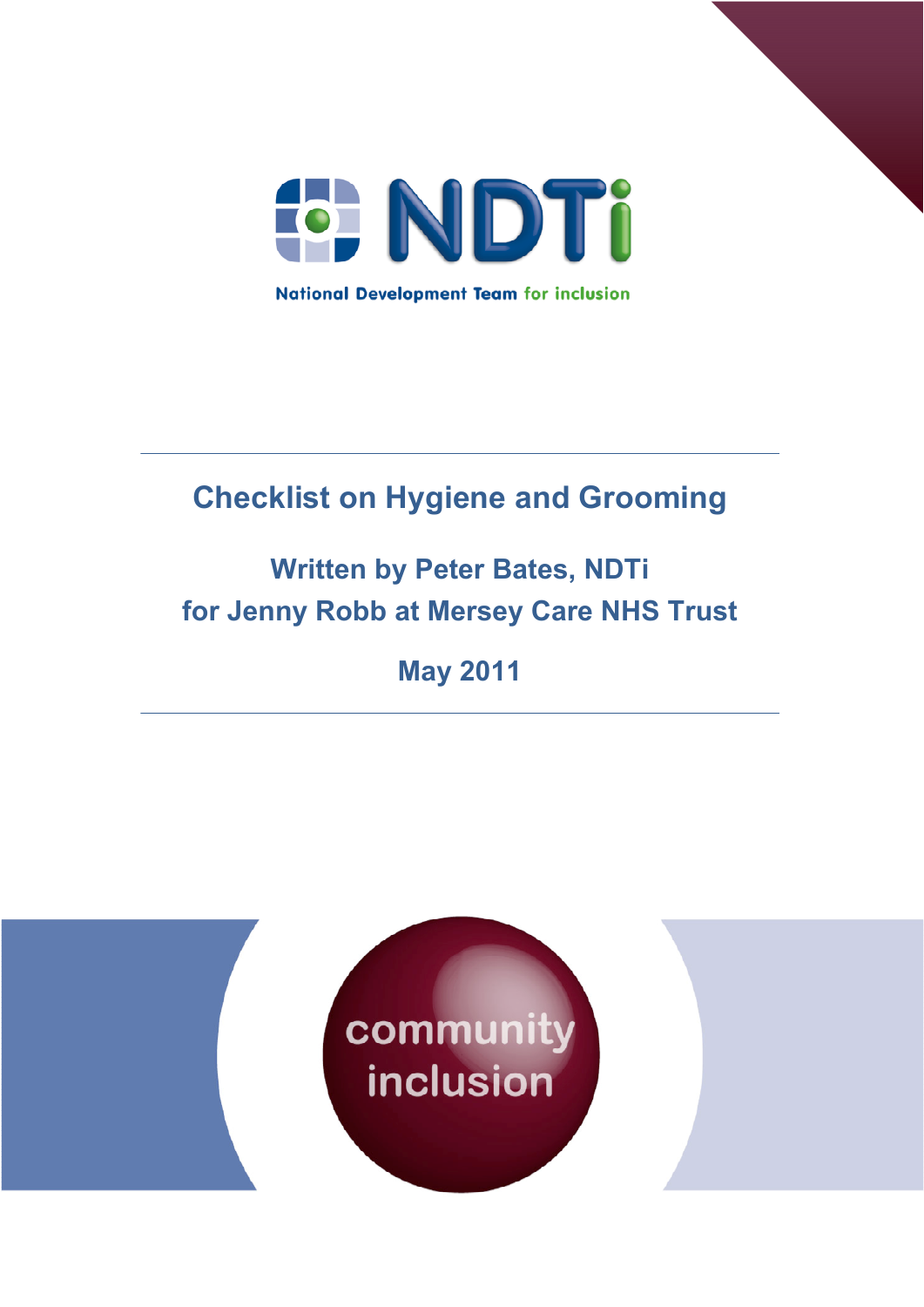NDTi

National Development Team for inclusion

# Checklist on Hygiene and Grooming

**Written by Peter Bates, NDTi**
**for Jenny Robb at Mersey Care NHS Trust**

**May 2011**

community inclusion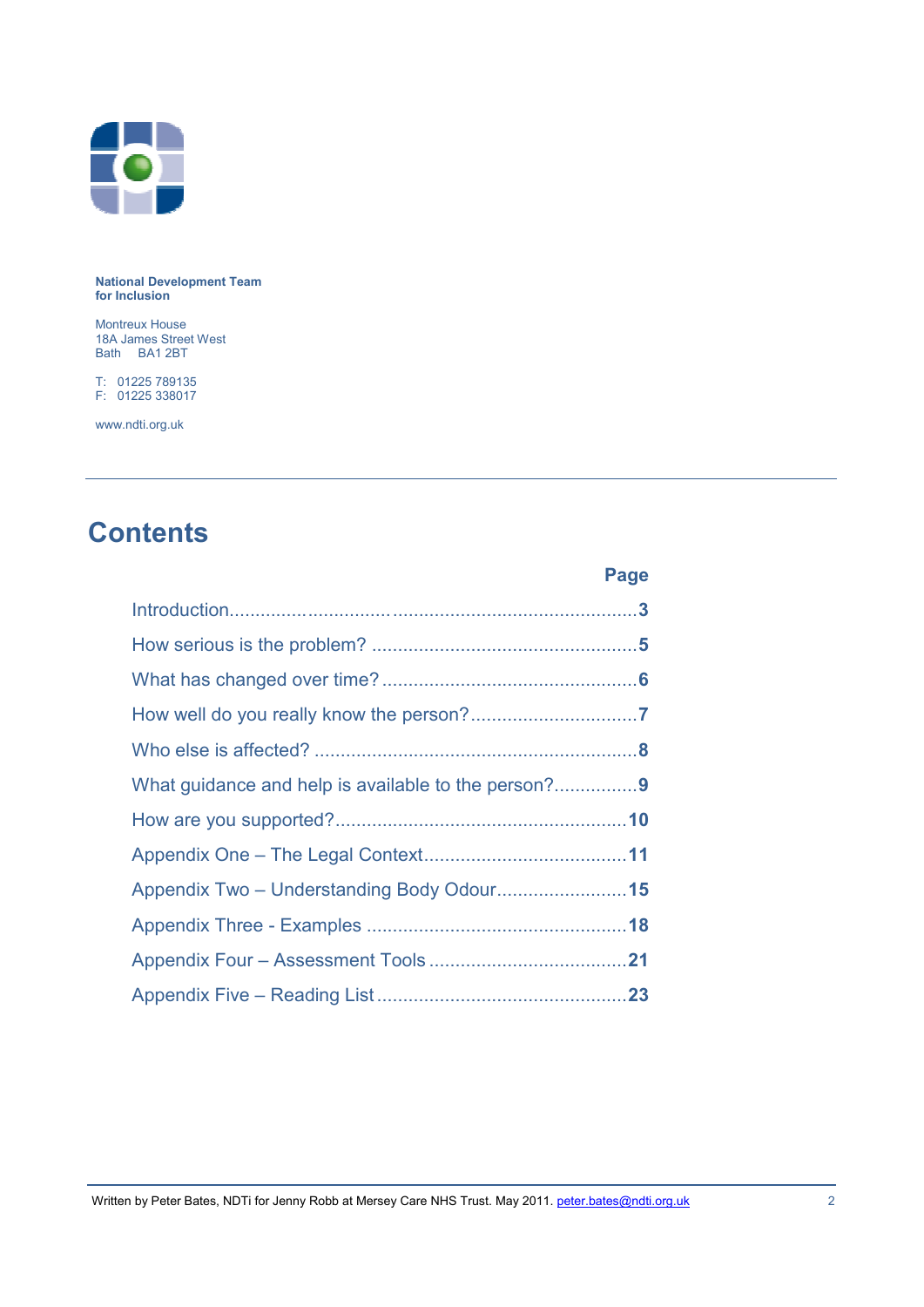**National Development Team for Inclusion**

Montreux House
18A James Street West
Bath BA1 2BT

T: 01225 789135
F: 01225 338017

www.ndti.org.uk

---

# Contents

| | Page |
|---|---|
| Introduction | 3 |
| How serious is the problem? | 5 |
| What has changed over time? | 6 |
| How well do you really know the person? | 7 |
| Who else is affected? | 8 |
| What guidance and help is available to the person? | 9 |
| How are you supported? | 10 |
| Appendix One – The Legal Context | 11 |
| Appendix Two – Understanding Body Odour | 15 |
| Appendix Three - Examples | 18 |
| Appendix Four – Assessment Tools | 21 |
| Appendix Five – Reading List | 23 |

Written by Peter Bates, NDTi for Jenny Robb at Mersey Care NHS Trust. May 2011. peter.bates@ndti.org.uk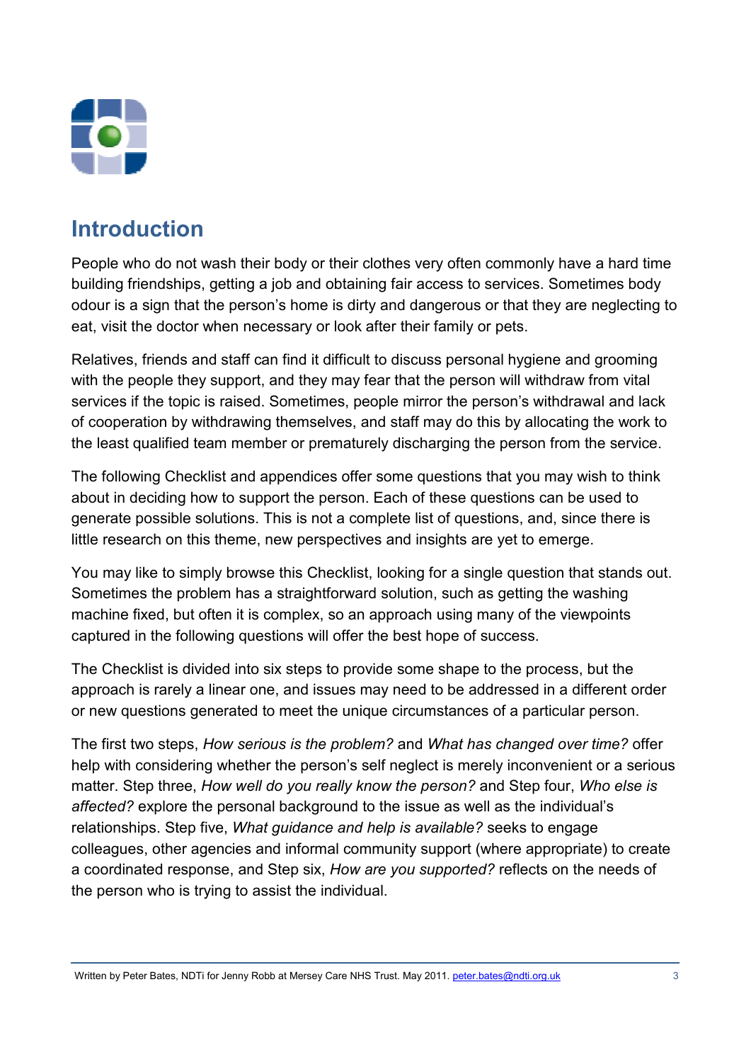# Introduction

People who do not wash their body or their clothes very often commonly have a hard time building friendships, getting a job and obtaining fair access to services. Sometimes body odour is a sign that the person's home is dirty and dangerous or that they are neglecting to eat, visit the doctor when necessary or look after their family or pets.

Relatives, friends and staff can find it difficult to discuss personal hygiene and grooming with the people they support, and they may fear that the person will withdraw from vital services if the topic is raised. Sometimes, people mirror the person's withdrawal and lack of cooperation by withdrawing themselves, and staff may do this by allocating the work to the least qualified team member or prematurely discharging the person from the service.

The following Checklist and appendices offer some questions that you may wish to think about in deciding how to support the person. Each of these questions can be used to generate possible solutions. This is not a complete list of questions, and, since there is little research on this theme, new perspectives and insights are yet to emerge.

You may like to simply browse this Checklist, looking for a single question that stands out. Sometimes the problem has a straightforward solution, such as getting the washing machine fixed, but often it is complex, so an approach using many of the viewpoints captured in the following questions will offer the best hope of success.

The Checklist is divided into six steps to provide some shape to the process, but the approach is rarely a linear one, and issues may need to be addressed in a different order or new questions generated to meet the unique circumstances of a particular person.

The first two steps, *How serious is the problem?* and *What has changed over time?* offer help with considering whether the person's self neglect is merely inconvenient or a serious matter. Step three, *How well do you really know the person?* and Step four, *Who else is affected?* explore the personal background to the issue as well as the individual's relationships. Step five, *What guidance and help is available?* seeks to engage colleagues, other agencies and informal community support (where appropriate) to create a coordinated response, and Step six, *How are you supported?* reflects on the needs of the person who is trying to assist the individual.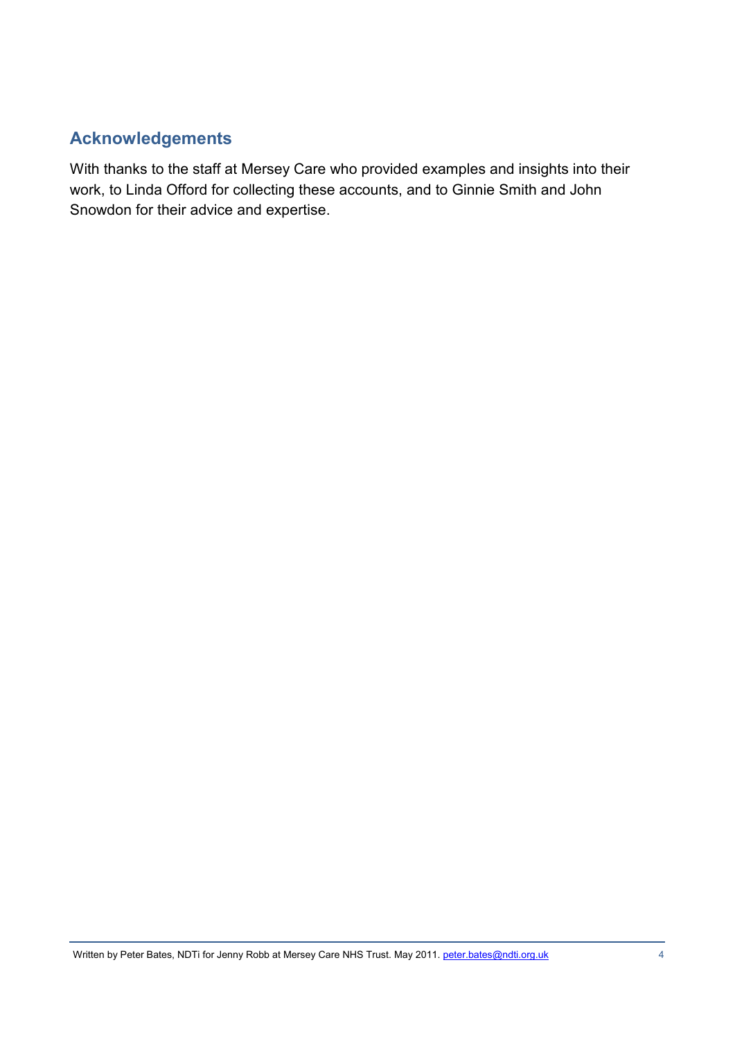## Acknowledgements

With thanks to the staff at Mersey Care who provided examples and insights into their work, to Linda Offord for collecting these accounts, and to Ginnie Smith and John Snowdon for their advice and expertise.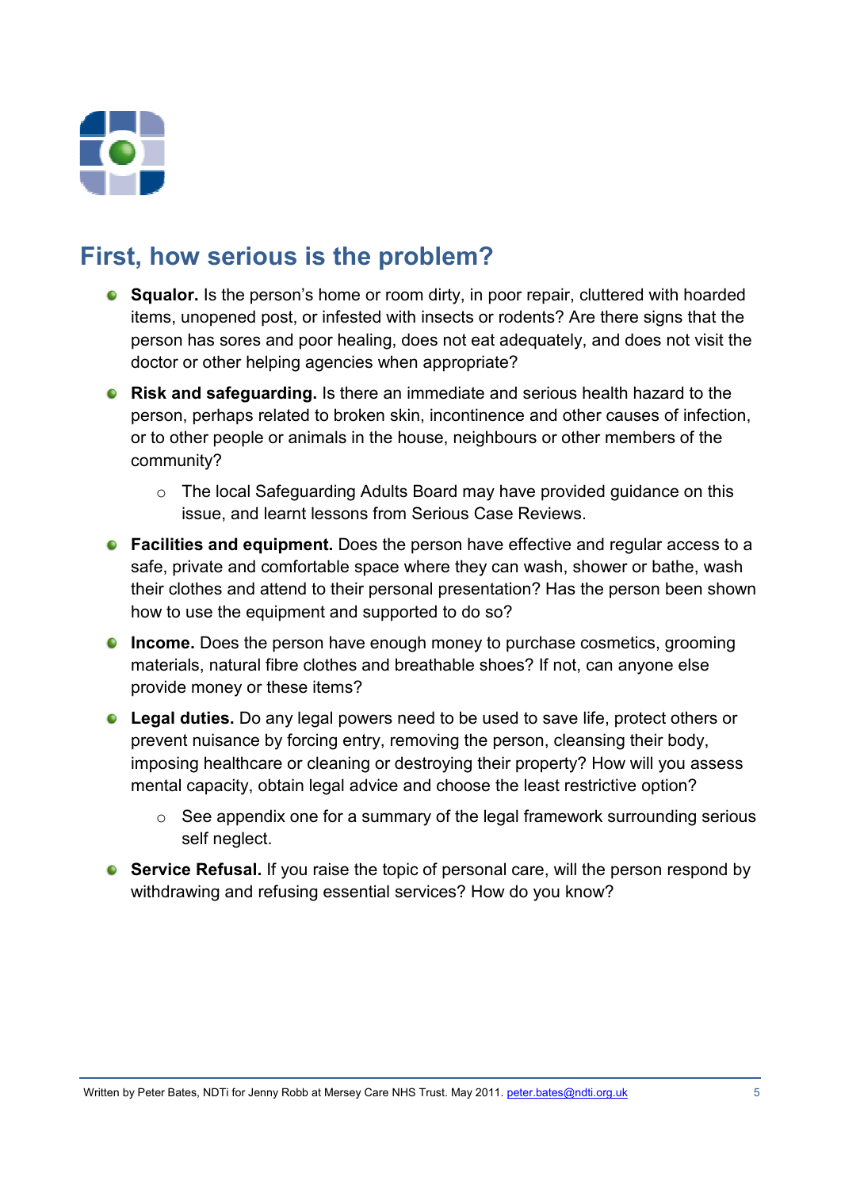## First, how serious is the problem?

- **Squalor.** Is the person's home or room dirty, in poor repair, cluttered with hoarded items, unopened post, or infested with insects or rodents? Are there signs that the person has sores and poor healing, does not eat adequately, and does not visit the doctor or other helping agencies when appropriate?
- **Risk and safeguarding.** Is there an immediate and serious health hazard to the person, perhaps related to broken skin, incontinence and other causes of infection, or to other people or animals in the house, neighbours or other members of the community?
  - The local Safeguarding Adults Board may have provided guidance on this issue, and learnt lessons from Serious Case Reviews.
- **Facilities and equipment.** Does the person have effective and regular access to a safe, private and comfortable space where they can wash, shower or bathe, wash their clothes and attend to their personal presentation? Has the person been shown how to use the equipment and supported to do so?
- **Income.** Does the person have enough money to purchase cosmetics, grooming materials, natural fibre clothes and breathable shoes? If not, can anyone else provide money or these items?
- **Legal duties.** Do any legal powers need to be used to save life, protect others or prevent nuisance by forcing entry, removing the person, cleansing their body, imposing healthcare or cleaning or destroying their property? How will you assess mental capacity, obtain legal advice and choose the least restrictive option?
  - See appendix one for a summary of the legal framework surrounding serious self neglect.
- **Service Refusal.** If you raise the topic of personal care, will the person respond by withdrawing and refusing essential services? How do you know?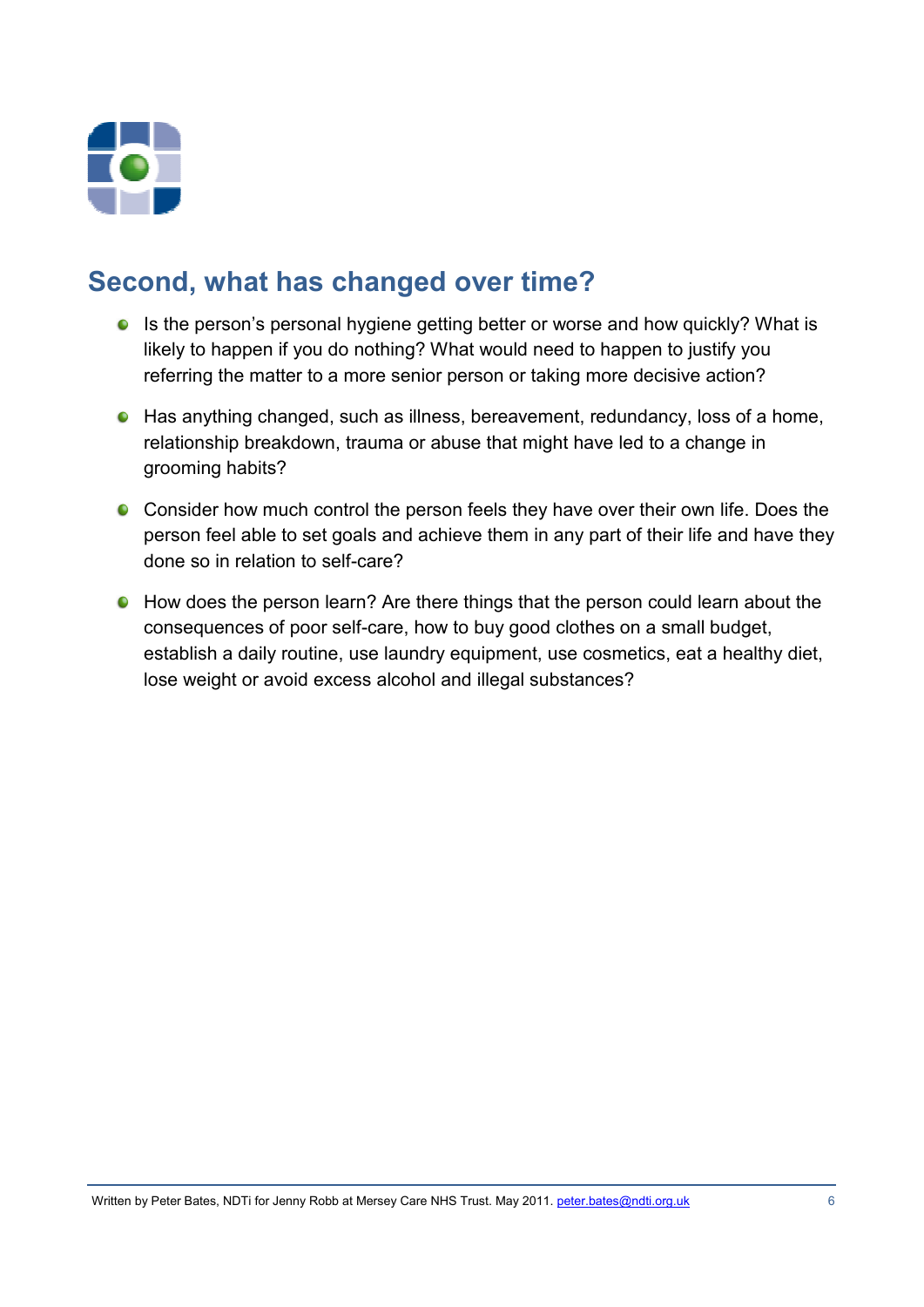## Second, what has changed over time?

- Is the person's personal hygiene getting better or worse and how quickly? What is likely to happen if you do nothing? What would need to happen to justify you referring the matter to a more senior person or taking more decisive action?
- Has anything changed, such as illness, bereavement, redundancy, loss of a home, relationship breakdown, trauma or abuse that might have led to a change in grooming habits?
- Consider how much control the person feels they have over their own life. Does the person feel able to set goals and achieve them in any part of their life and have they done so in relation to self-care?
- How does the person learn? Are there things that the person could learn about the consequences of poor self-care, how to buy good clothes on a small budget, establish a daily routine, use laundry equipment, use cosmetics, eat a healthy diet, lose weight or avoid excess alcohol and illegal substances?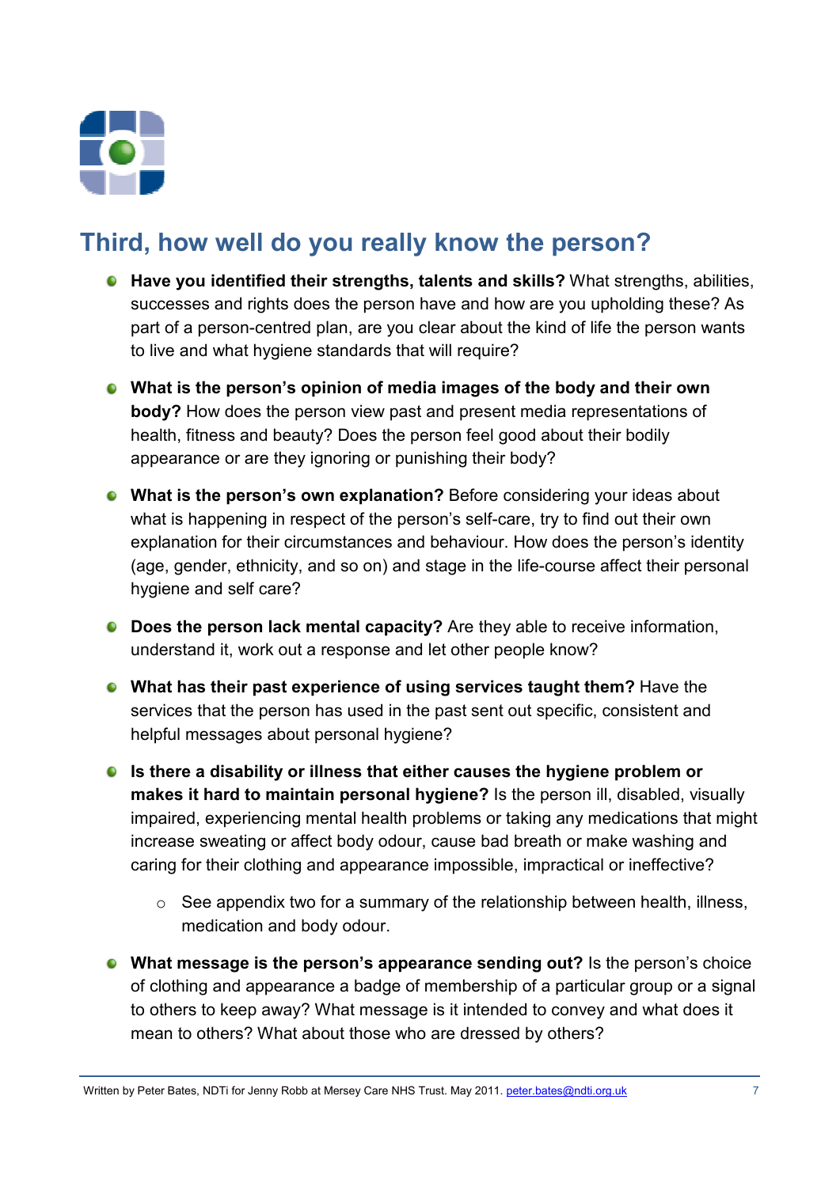## Third, how well do you really know the person?

- **Have you identified their strengths, talents and skills?** What strengths, abilities, successes and rights does the person have and how are you upholding these? As part of a person-centred plan, are you clear about the kind of life the person wants to live and what hygiene standards that will require?

- **What is the person's opinion of media images of the body and their own body?** How does the person view past and present media representations of health, fitness and beauty? Does the person feel good about their bodily appearance or are they ignoring or punishing their body?

- **What is the person's own explanation?** Before considering your ideas about what is happening in respect of the person's self-care, try to find out their own explanation for their circumstances and behaviour. How does the person's identity (age, gender, ethnicity, and so on) and stage in the life-course affect their personal hygiene and self care?

- **Does the person lack mental capacity?** Are they able to receive information, understand it, work out a response and let other people know?

- **What has their past experience of using services taught them?** Have the services that the person has used in the past sent out specific, consistent and helpful messages about personal hygiene?

- **Is there a disability or illness that either causes the hygiene problem or makes it hard to maintain personal hygiene?** Is the person ill, disabled, visually impaired, experiencing mental health problems or taking any medications that might increase sweating or affect body odour, cause bad breath or make washing and caring for their clothing and appearance impossible, impractical or ineffective?
    - See appendix two for a summary of the relationship between health, illness, medication and body odour.

- **What message is the person's appearance sending out?** Is the person's choice of clothing and appearance a badge of membership of a particular group or a signal to others to keep away? What message is it intended to convey and what does it mean to others? What about those who are dressed by others?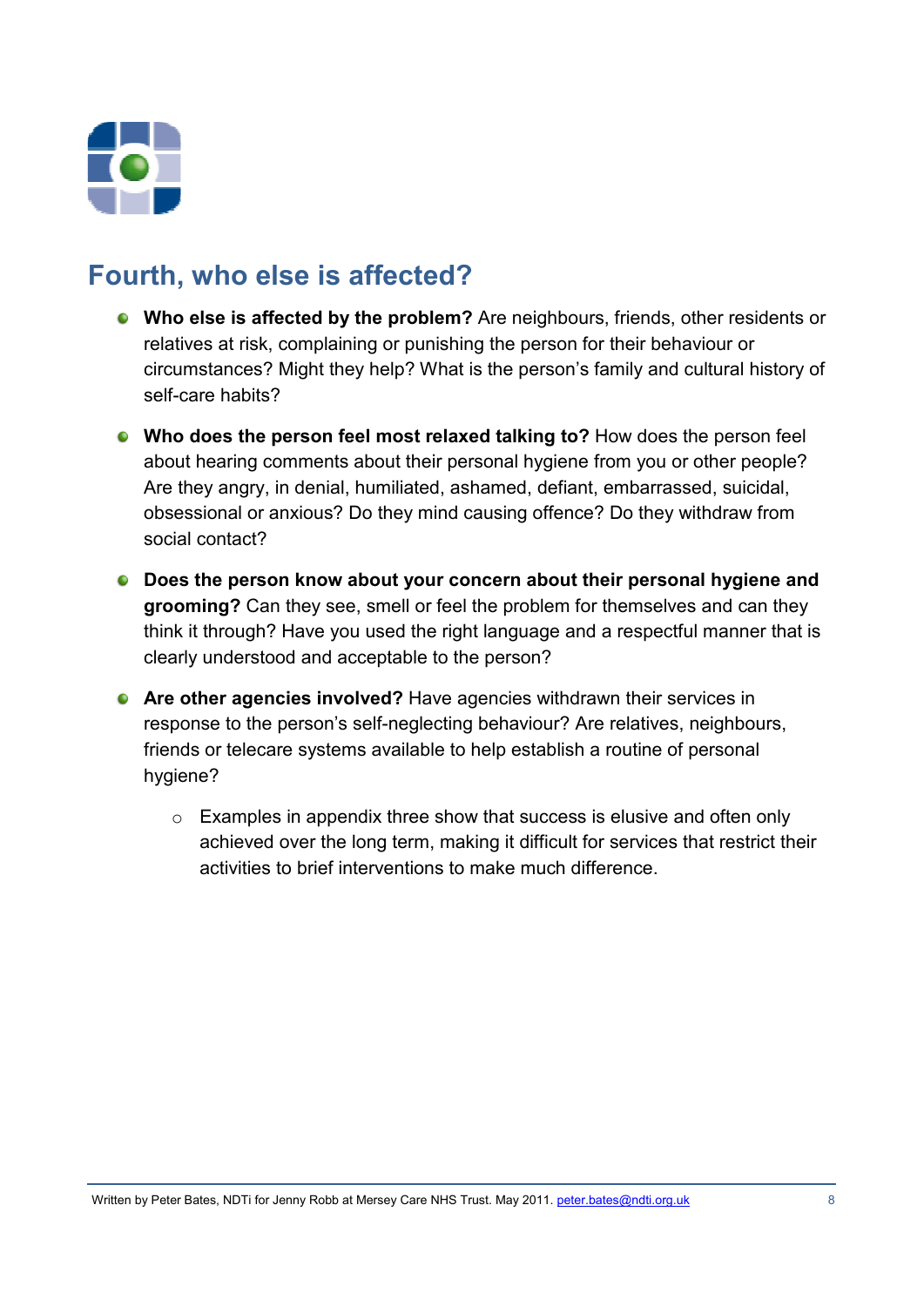## Fourth, who else is affected?

- **Who else is affected by the problem?** Are neighbours, friends, other residents or relatives at risk, complaining or punishing the person for their behaviour or circumstances? Might they help? What is the person's family and cultural history of self-care habits?

- **Who does the person feel most relaxed talking to?** How does the person feel about hearing comments about their personal hygiene from you or other people? Are they angry, in denial, humiliated, ashamed, defiant, embarrassed, suicidal, obsessional or anxious? Do they mind causing offence? Do they withdraw from social contact?

- **Does the person know about your concern about their personal hygiene and grooming?** Can they see, smell or feel the problem for themselves and can they think it through? Have you used the right language and a respectful manner that is clearly understood and acceptable to the person?

- **Are other agencies involved?** Have agencies withdrawn their services in response to the person's self-neglecting behaviour? Are relatives, neighbours, friends or telecare systems available to help establish a routine of personal hygiene?

  - Examples in appendix three show that success is elusive and often only achieved over the long term, making it difficult for services that restrict their activities to brief interventions to make much difference.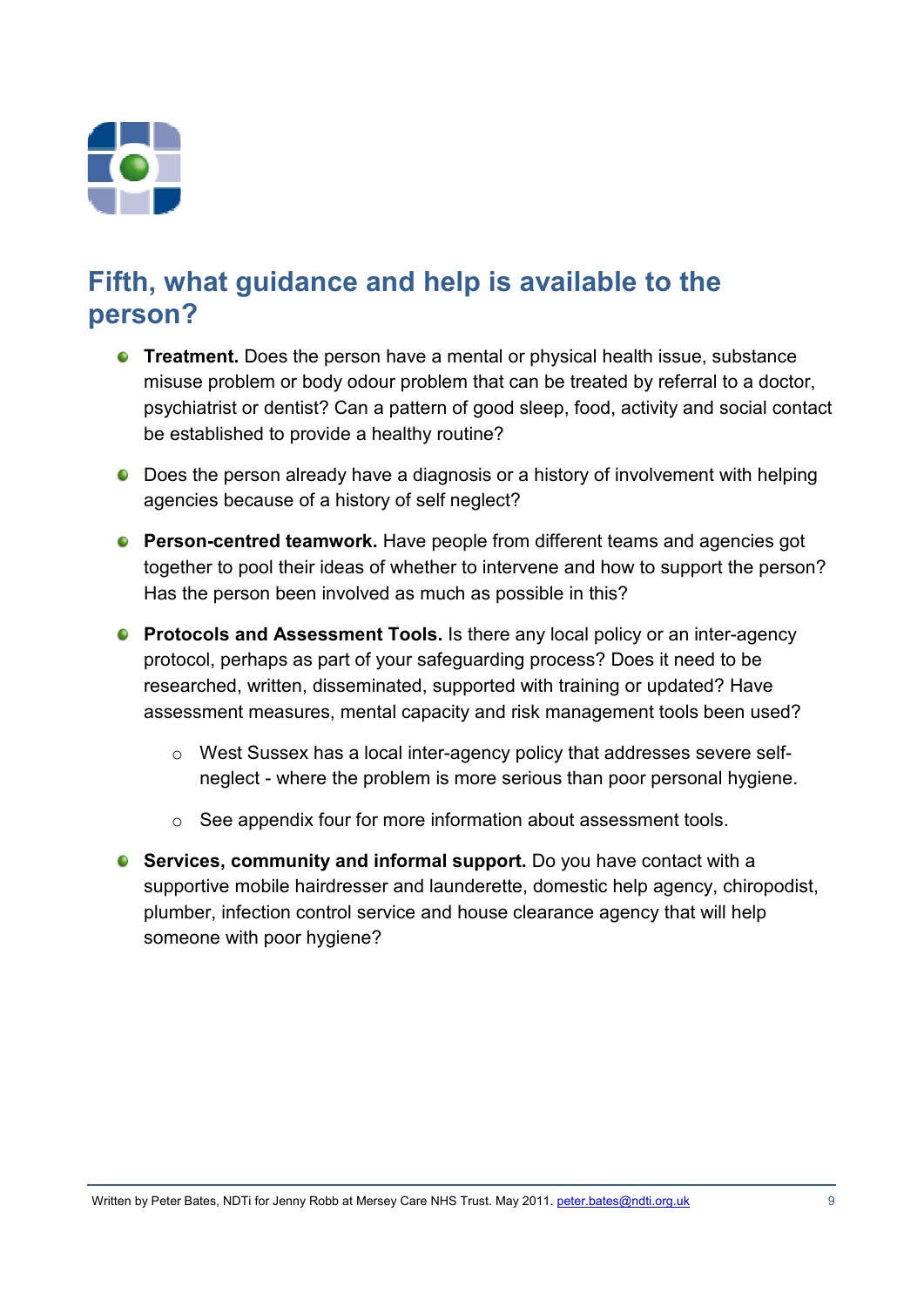## Fifth, what guidance and help is available to the person?

- **Treatment.** Does the person have a mental or physical health issue, substance misuse problem or body odour problem that can be treated by referral to a doctor, psychiatrist or dentist? Can a pattern of good sleep, food, activity and social contact be established to provide a healthy routine?

- Does the person already have a diagnosis or a history of involvement with helping agencies because of a history of self neglect?

- **Person-centred teamwork.** Have people from different teams and agencies got together to pool their ideas of whether to intervene and how to support the person? Has the person been involved as much as possible in this?

- **Protocols and Assessment Tools.** Is there any local policy or an inter-agency protocol, perhaps as part of your safeguarding process? Does it need to be researched, written, disseminated, supported with training or updated? Have assessment measures, mental capacity and risk management tools been used?

  - West Sussex has a local inter-agency policy that addresses severe self-neglect - where the problem is more serious than poor personal hygiene.

  - See appendix four for more information about assessment tools.

- **Services, community and informal support.** Do you have contact with a supportive mobile hairdresser and launderette, domestic help agency, chiropodist, plumber, infection control service and house clearance agency that will help someone with poor hygiene?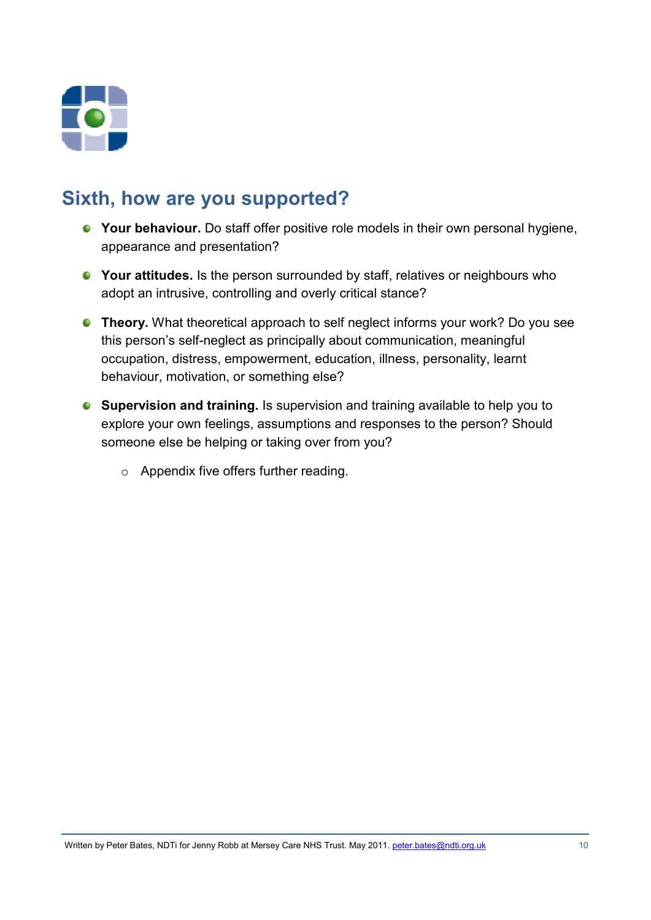## Sixth, how are you supported?

- **Your behaviour.** Do staff offer positive role models in their own personal hygiene, appearance and presentation?
- **Your attitudes.** Is the person surrounded by staff, relatives or neighbours who adopt an intrusive, controlling and overly critical stance?
- **Theory.** What theoretical approach to self neglect informs your work? Do you see this person's self-neglect as principally about communication, meaningful occupation, distress, empowerment, education, illness, personality, learnt behaviour, motivation, or something else?
- **Supervision and training.** Is supervision and training available to help you to explore your own feelings, assumptions and responses to the person? Should someone else be helping or taking over from you?
  - Appendix five offers further reading.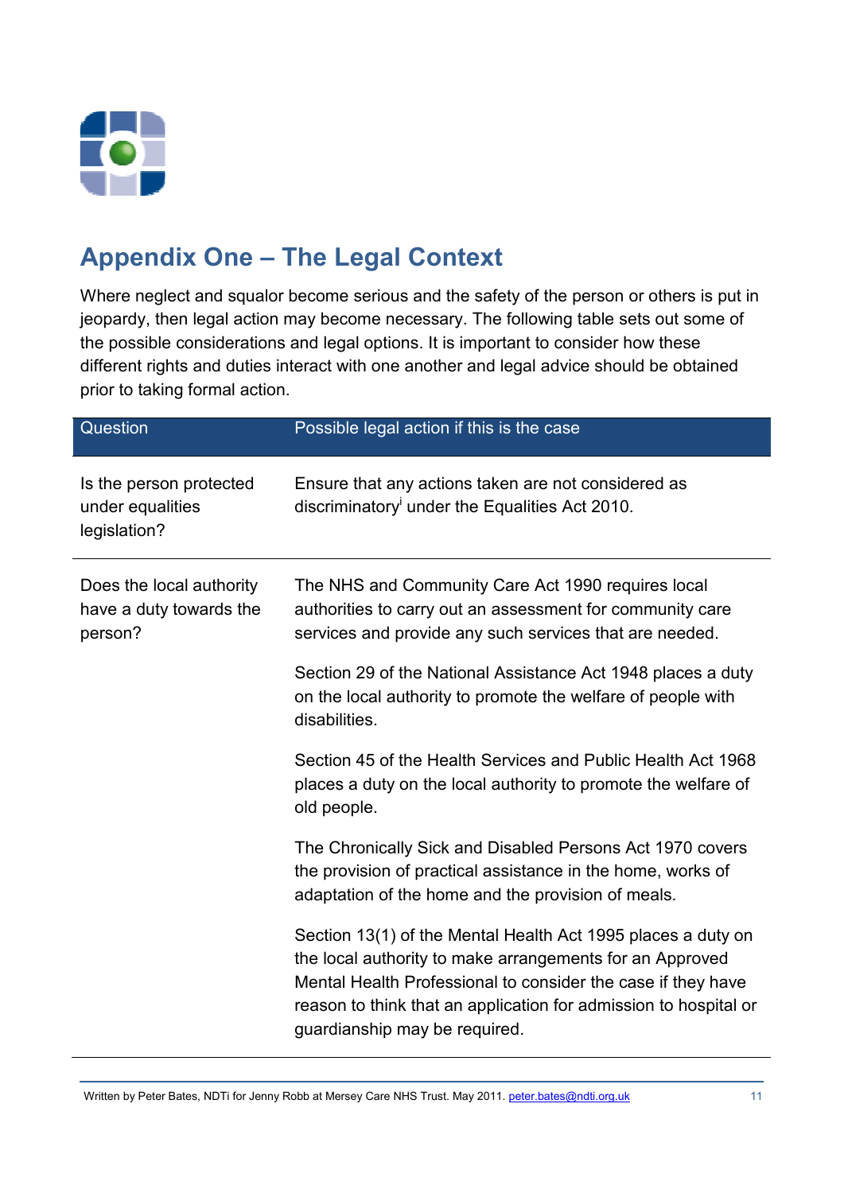## Appendix One – The Legal Context

Where neglect and squalor become serious and the safety of the person or others is put in jeopardy, then legal action may become necessary. The following table sets out some of the possible considerations and legal options. It is important to consider how these different rights and duties interact with one another and legal advice should be obtained prior to taking formal action.

| Question | Possible legal action if this is the case |
|---|---|
| Is the person protected under equalities legislation? | Ensure that any actions taken are not considered as discriminatory[i] under the Equalities Act 2010. |
| Does the local authority have a duty towards the person? | The NHS and Community Care Act 1990 requires local authorities to carry out an assessment for community care services and provide any such services that are needed.<br><br>Section 29 of the National Assistance Act 1948 places a duty on the local authority to promote the welfare of people with disabilities.<br><br>Section 45 of the Health Services and Public Health Act 1968 places a duty on the local authority to promote the welfare of old people.<br><br>The Chronically Sick and Disabled Persons Act 1970 covers the provision of practical assistance in the home, works of adaptation of the home and the provision of meals.<br><br>Section 13(1) of the Mental Health Act 1995 places a duty on the local authority to make arrangements for an Approved Mental Health Professional to consider the case if they have reason to think that an application for admission to hospital or guardianship may be required. |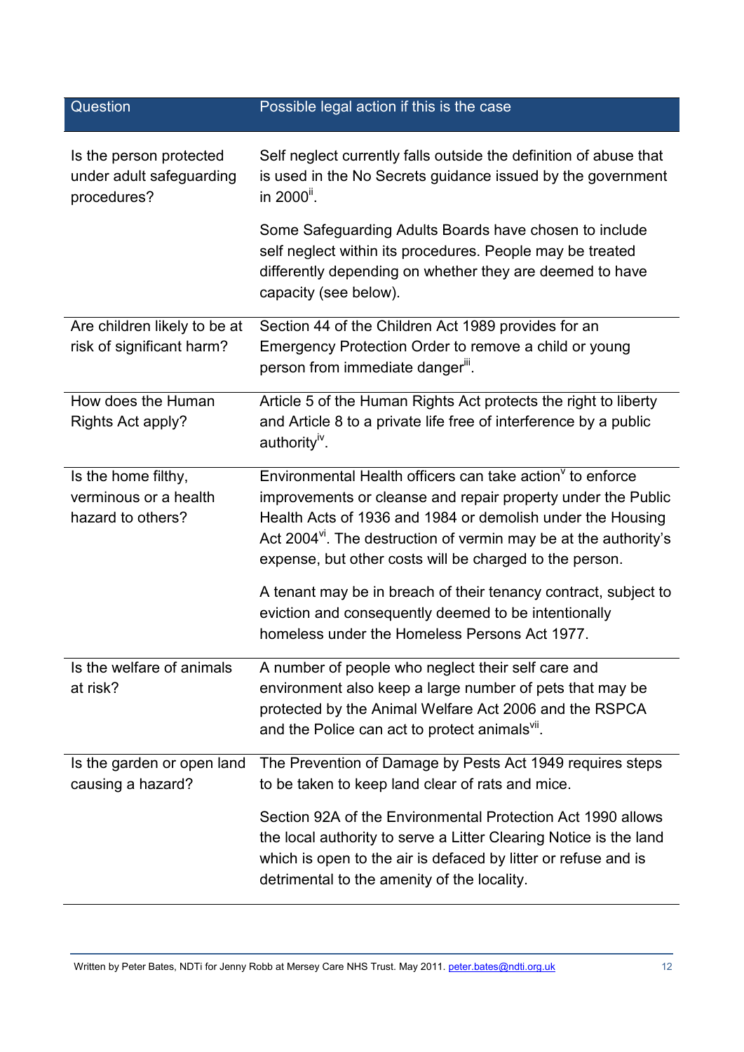| Question | Possible legal action if this is the case |
|---|---|
| Is the person protected under adult safeguarding procedures? | Self neglect currently falls outside the definition of abuse that is used in the No Secrets guidance issued by the government in 2000[ii].<br><br>Some Safeguarding Adults Boards have chosen to include self neglect within its procedures. People may be treated differently depending on whether they are deemed to have capacity (see below). |
| Are children likely to be at risk of significant harm? | Section 44 of the Children Act 1989 provides for an Emergency Protection Order to remove a child or young person from immediate danger[iii]. |
| How does the Human Rights Act apply? | Article 5 of the Human Rights Act protects the right to liberty and Article 8 to a private life free of interference by a public authority[iv]. |
| Is the home filthy, verminous or a health hazard to others? | Environmental Health officers can take action[v] to enforce improvements or cleanse and repair property under the Public Health Acts of 1936 and 1984 or demolish under the Housing Act 2004[vi]. The destruction of vermin may be at the authority's expense, but other costs will be charged to the person.<br><br>A tenant may be in breach of their tenancy contract, subject to eviction and consequently deemed to be intentionally homeless under the Homeless Persons Act 1977. |
| Is the welfare of animals at risk? | A number of people who neglect their self care and environment also keep a large number of pets that may be protected by the Animal Welfare Act 2006 and the RSPCA and the Police can act to protect animals[vii]. |
| Is the garden or open land causing a hazard? | The Prevention of Damage by Pests Act 1949 requires steps to be taken to keep land clear of rats and mice.<br><br>Section 92A of the Environmental Protection Act 1990 allows the local authority to serve a Litter Clearing Notice is the land which is open to the air is defaced by litter or refuse and is detrimental to the amenity of the locality. |

Written by Peter Bates, NDTi for Jenny Robb at Mersey Care NHS Trust. May 2011. peter.bates@ndti.org.uk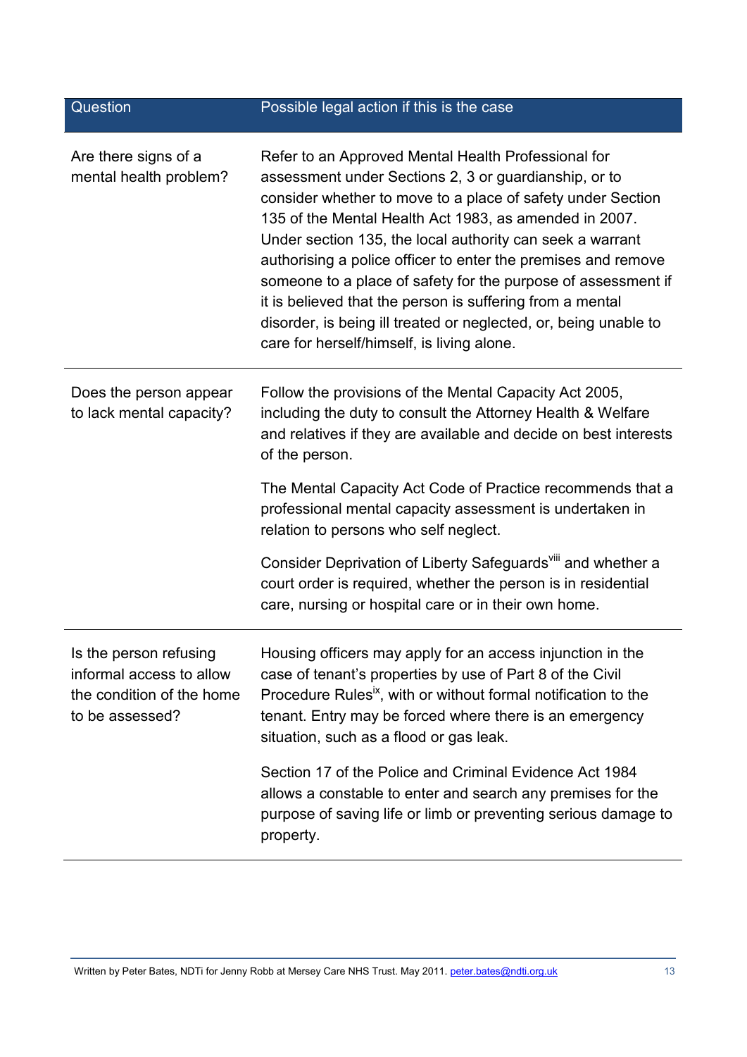| Question | Possible legal action if this is the case |
|---|---|
| Are there signs of a mental health problem? | Refer to an Approved Mental Health Professional for assessment under Sections 2, 3 or guardianship, or to consider whether to move to a place of safety under Section 135 of the Mental Health Act 1983, as amended in 2007. Under section 135, the local authority can seek a warrant authorising a police officer to enter the premises and remove someone to a place of safety for the purpose of assessment if it is believed that the person is suffering from a mental disorder, is being ill treated or neglected, or, being unable to care for herself/himself, is living alone. |
| Does the person appear to lack mental capacity? | Follow the provisions of the Mental Capacity Act 2005, including the duty to consult the Attorney Health & Welfare and relatives if they are available and decide on best interests of the person.<br><br>The Mental Capacity Act Code of Practice recommends that a professional mental capacity assessment is undertaken in relation to persons who self neglect.<br><br>Consider Deprivation of Liberty Safeguards[viii] and whether a court order is required, whether the person is in residential care, nursing or hospital care or in their own home. |
| Is the person refusing informal access to allow the condition of the home to be assessed? | Housing officers may apply for an access injunction in the case of tenant's properties by use of Part 8 of the Civil Procedure Rules[ix], with or without formal notification to the tenant. Entry may be forced where there is an emergency situation, such as a flood or gas leak.<br><br>Section 17 of the Police and Criminal Evidence Act 1984 allows a constable to enter and search any premises for the purpose of saving life or limb or preventing serious damage to property. |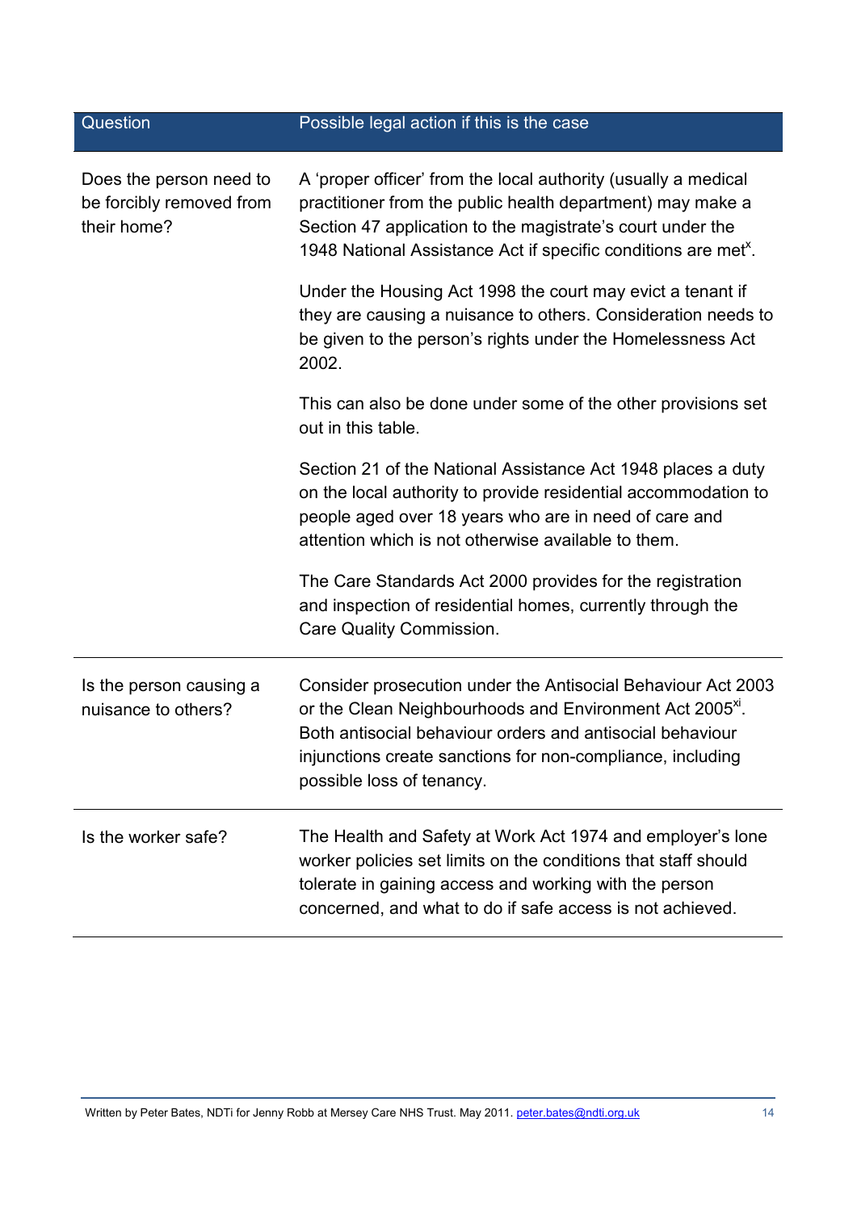| Question | Possible legal action if this is the case |
| --- | --- |
| Does the person need to be forcibly removed from their home? | A 'proper officer' from the local authority (usually a medical practitioner from the public health department) may make a Section 47 application to the magistrate's court under the 1948 National Assistance Act if specific conditions are met[x].<br><br>Under the Housing Act 1998 the court may evict a tenant if they are causing a nuisance to others. Consideration needs to be given to the person's rights under the Homelessness Act 2002.<br><br>This can also be done under some of the other provisions set out in this table.<br><br>Section 21 of the National Assistance Act 1948 places a duty on the local authority to provide residential accommodation to people aged over 18 years who are in need of care and attention which is not otherwise available to them.<br><br>The Care Standards Act 2000 provides for the registration and inspection of residential homes, currently through the Care Quality Commission. |
| Is the person causing a nuisance to others? | Consider prosecution under the Antisocial Behaviour Act 2003 or the Clean Neighbourhoods and Environment Act 2005[xi]. Both antisocial behaviour orders and antisocial behaviour injunctions create sanctions for non-compliance, including possible loss of tenancy. |
| Is the worker safe? | The Health and Safety at Work Act 1974 and employer's lone worker policies set limits on the conditions that staff should tolerate in gaining access and working with the person concerned, and what to do if safe access is not achieved. |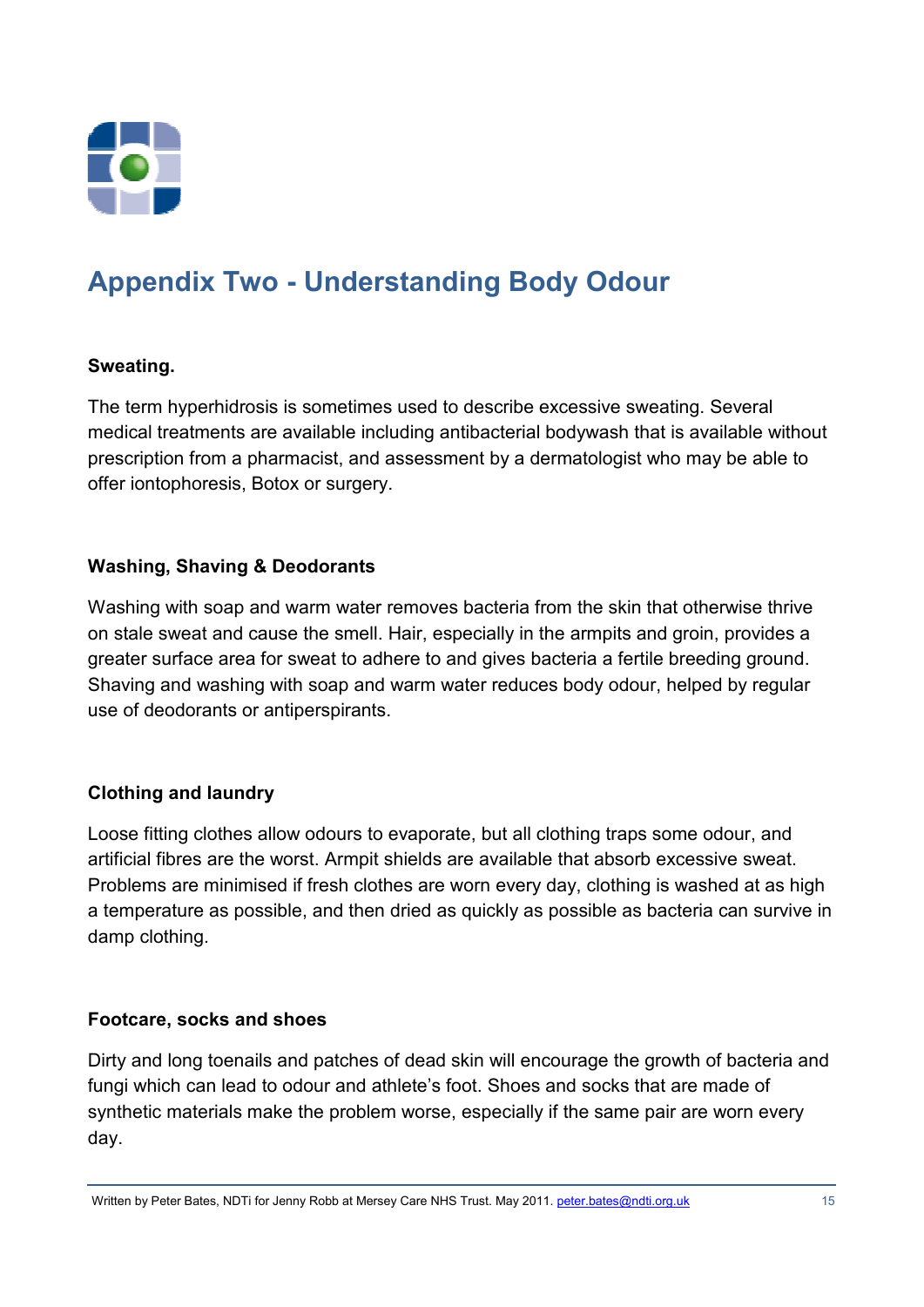## Appendix Two - Understanding Body Odour

**Sweating.**

The term hyperhidrosis is sometimes used to describe excessive sweating. Several medical treatments are available including antibacterial bodywash that is available without prescription from a pharmacist, and assessment by a dermatologist who may be able to offer iontophoresis, Botox or surgery.

**Washing, Shaving & Deodorants**

Washing with soap and warm water removes bacteria from the skin that otherwise thrive on stale sweat and cause the smell. Hair, especially in the armpits and groin, provides a greater surface area for sweat to adhere to and gives bacteria a fertile breeding ground. Shaving and washing with soap and warm water reduces body odour, helped by regular use of deodorants or antiperspirants.

**Clothing and laundry**

Loose fitting clothes allow odours to evaporate, but all clothing traps some odour, and artificial fibres are the worst. Armpit shields are available that absorb excessive sweat. Problems are minimised if fresh clothes are worn every day, clothing is washed at as high a temperature as possible, and then dried as quickly as possible as bacteria can survive in damp clothing.

**Footcare, socks and shoes**

Dirty and long toenails and patches of dead skin will encourage the growth of bacteria and fungi which can lead to odour and athlete's foot. Shoes and socks that are made of synthetic materials make the problem worse, especially if the same pair are worn every day.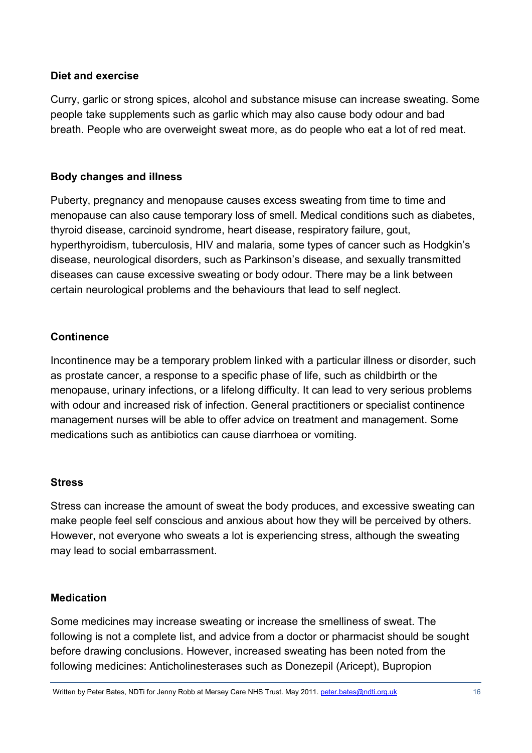### Diet and exercise

Curry, garlic or strong spices, alcohol and substance misuse can increase sweating. Some people take supplements such as garlic which may also cause body odour and bad breath. People who are overweight sweat more, as do people who eat a lot of red meat.

### Body changes and illness

Puberty, pregnancy and menopause causes excess sweating from time to time and menopause can also cause temporary loss of smell. Medical conditions such as diabetes, thyroid disease, carcinoid syndrome, heart disease, respiratory failure, gout, hyperthyroidism, tuberculosis, HIV and malaria, some types of cancer such as Hodgkin's disease, neurological disorders, such as Parkinson's disease, and sexually transmitted diseases can cause excessive sweating or body odour. There may be a link between certain neurological problems and the behaviours that lead to self neglect.

### Continence

Incontinence may be a temporary problem linked with a particular illness or disorder, such as prostate cancer, a response to a specific phase of life, such as childbirth or the menopause, urinary infections, or a lifelong difficulty. It can lead to very serious problems with odour and increased risk of infection. General practitioners or specialist continence management nurses will be able to offer advice on treatment and management. Some medications such as antibiotics can cause diarrhoea or vomiting.

### Stress

Stress can increase the amount of sweat the body produces, and excessive sweating can make people feel self conscious and anxious about how they will be perceived by others. However, not everyone who sweats a lot is experiencing stress, although the sweating may lead to social embarrassment.

### Medication

Some medicines may increase sweating or increase the smelliness of sweat. The following is not a complete list, and advice from a doctor or pharmacist should be sought before drawing conclusions. However, increased sweating has been noted from the following medicines: Anticholinesterases such as Donezepil (Aricept), Bupropion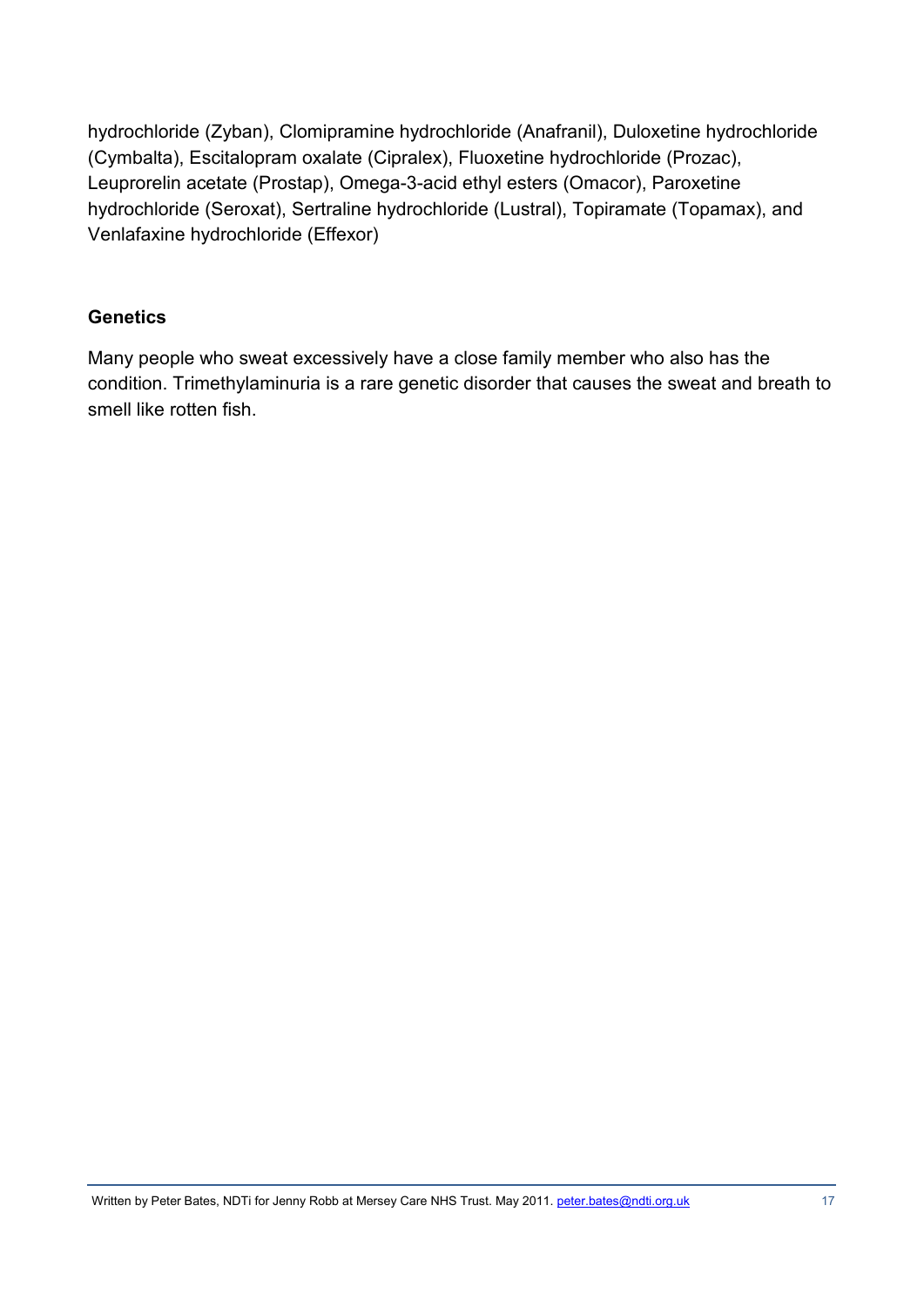hydrochloride (Zyban), Clomipramine hydrochloride (Anafranil), Duloxetine hydrochloride (Cymbalta), Escitalopram oxalate (Cipralex), Fluoxetine hydrochloride (Prozac), Leuprorelin acetate (Prostap), Omega-3-acid ethyl esters (Omacor), Paroxetine hydrochloride (Seroxat), Sertraline hydrochloride (Lustral), Topiramate (Topamax), and Venlafaxine hydrochloride (Effexor)

**Genetics**

Many people who sweat excessively have a close family member who also has the condition. Trimethylaminuria is a rare genetic disorder that causes the sweat and breath to smell like rotten fish.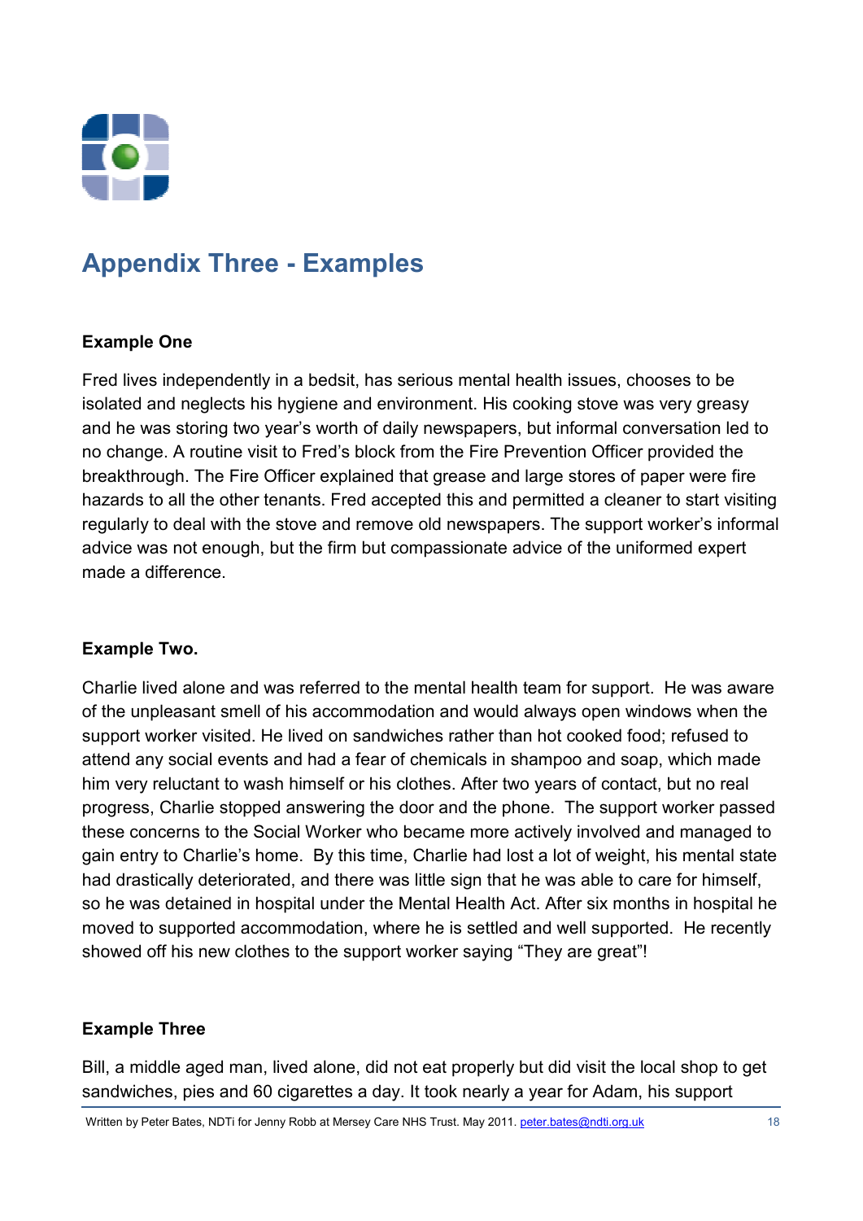# Appendix Three - Examples

**Example One**

Fred lives independently in a bedsit, has serious mental health issues, chooses to be isolated and neglects his hygiene and environment. His cooking stove was very greasy and he was storing two year's worth of daily newspapers, but informal conversation led to no change. A routine visit to Fred's block from the Fire Prevention Officer provided the breakthrough. The Fire Officer explained that grease and large stores of paper were fire hazards to all the other tenants. Fred accepted this and permitted a cleaner to start visiting regularly to deal with the stove and remove old newspapers. The support worker's informal advice was not enough, but the firm but compassionate advice of the uniformed expert made a difference.

**Example Two.**

Charlie lived alone and was referred to the mental health team for support. He was aware of the unpleasant smell of his accommodation and would always open windows when the support worker visited. He lived on sandwiches rather than hot cooked food; refused to attend any social events and had a fear of chemicals in shampoo and soap, which made him very reluctant to wash himself or his clothes. After two years of contact, but no real progress, Charlie stopped answering the door and the phone. The support worker passed these concerns to the Social Worker who became more actively involved and managed to gain entry to Charlie's home. By this time, Charlie had lost a lot of weight, his mental state had drastically deteriorated, and there was little sign that he was able to care for himself, so he was detained in hospital under the Mental Health Act. After six months in hospital he moved to supported accommodation, where he is settled and well supported. He recently showed off his new clothes to the support worker saying "They are great"!

**Example Three**

Bill, a middle aged man, lived alone, did not eat properly but did visit the local shop to get sandwiches, pies and 60 cigarettes a day. It took nearly a year for Adam, his support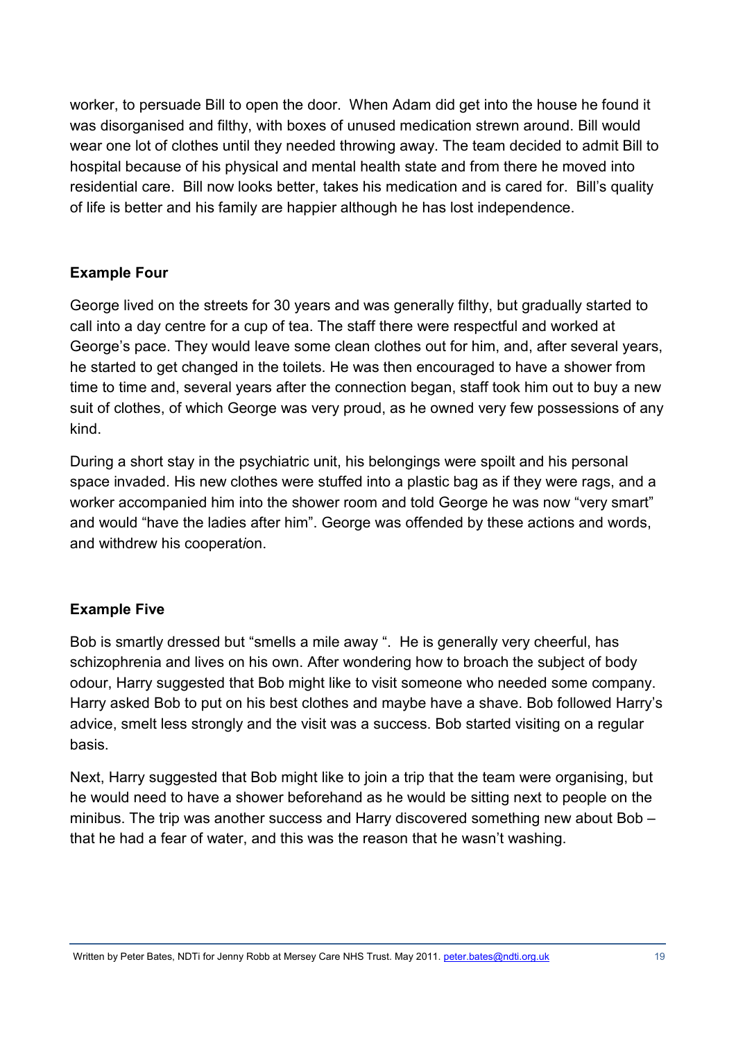worker, to persuade Bill to open the door. When Adam did get into the house he found it was disorganised and filthy, with boxes of unused medication strewn around. Bill would wear one lot of clothes until they needed throwing away. The team decided to admit Bill to hospital because of his physical and mental health state and from there he moved into residential care. Bill now looks better, takes his medication and is cared for. Bill's quality of life is better and his family are happier although he has lost independence.

**Example Four**

George lived on the streets for 30 years and was generally filthy, but gradually started to call into a day centre for a cup of tea. The staff there were respectful and worked at George's pace. They would leave some clean clothes out for him, and, after several years, he started to get changed in the toilets. He was then encouraged to have a shower from time to time and, several years after the connection began, staff took him out to buy a new suit of clothes, of which George was very proud, as he owned very few possessions of any kind.

During a short stay in the psychiatric unit, his belongings were spoilt and his personal space invaded. His new clothes were stuffed into a plastic bag as if they were rags, and a worker accompanied him into the shower room and told George he was now "very smart" and would "have the ladies after him". George was offended by these actions and words, and withdrew his cooperation.

**Example Five**

Bob is smartly dressed but "smells a mile away ". He is generally very cheerful, has schizophrenia and lives on his own. After wondering how to broach the subject of body odour, Harry suggested that Bob might like to visit someone who needed some company. Harry asked Bob to put on his best clothes and maybe have a shave. Bob followed Harry's advice, smelt less strongly and the visit was a success. Bob started visiting on a regular basis.

Next, Harry suggested that Bob might like to join a trip that the team were organising, but he would need to have a shower beforehand as he would be sitting next to people on the minibus. The trip was another success and Harry discovered something new about Bob – that he had a fear of water, and this was the reason that he wasn't washing.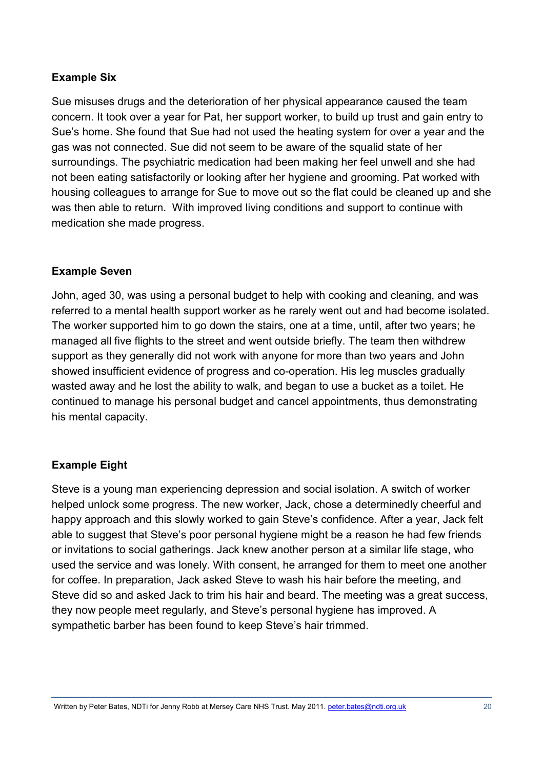**Example Six**

Sue misuses drugs and the deterioration of her physical appearance caused the team concern. It took over a year for Pat, her support worker, to build up trust and gain entry to Sue's home. She found that Sue had not used the heating system for over a year and the gas was not connected. Sue did not seem to be aware of the squalid state of her surroundings. The psychiatric medication had been making her feel unwell and she had not been eating satisfactorily or looking after her hygiene and grooming. Pat worked with housing colleagues to arrange for Sue to move out so the flat could be cleaned up and she was then able to return. With improved living conditions and support to continue with medication she made progress.

**Example Seven**

John, aged 30, was using a personal budget to help with cooking and cleaning, and was referred to a mental health support worker as he rarely went out and had become isolated. The worker supported him to go down the stairs, one at a time, until, after two years; he managed all five flights to the street and went outside briefly. The team then withdrew support as they generally did not work with anyone for more than two years and John showed insufficient evidence of progress and co-operation. His leg muscles gradually wasted away and he lost the ability to walk, and began to use a bucket as a toilet. He continued to manage his personal budget and cancel appointments, thus demonstrating his mental capacity.

**Example Eight**

Steve is a young man experiencing depression and social isolation. A switch of worker helped unlock some progress. The new worker, Jack, chose a determinedly cheerful and happy approach and this slowly worked to gain Steve's confidence. After a year, Jack felt able to suggest that Steve's poor personal hygiene might be a reason he had few friends or invitations to social gatherings. Jack knew another person at a similar life stage, who used the service and was lonely. With consent, he arranged for them to meet one another for coffee. In preparation, Jack asked Steve to wash his hair before the meeting, and Steve did so and asked Jack to trim his hair and beard. The meeting was a great success, they now people meet regularly, and Steve's personal hygiene has improved. A sympathetic barber has been found to keep Steve's hair trimmed.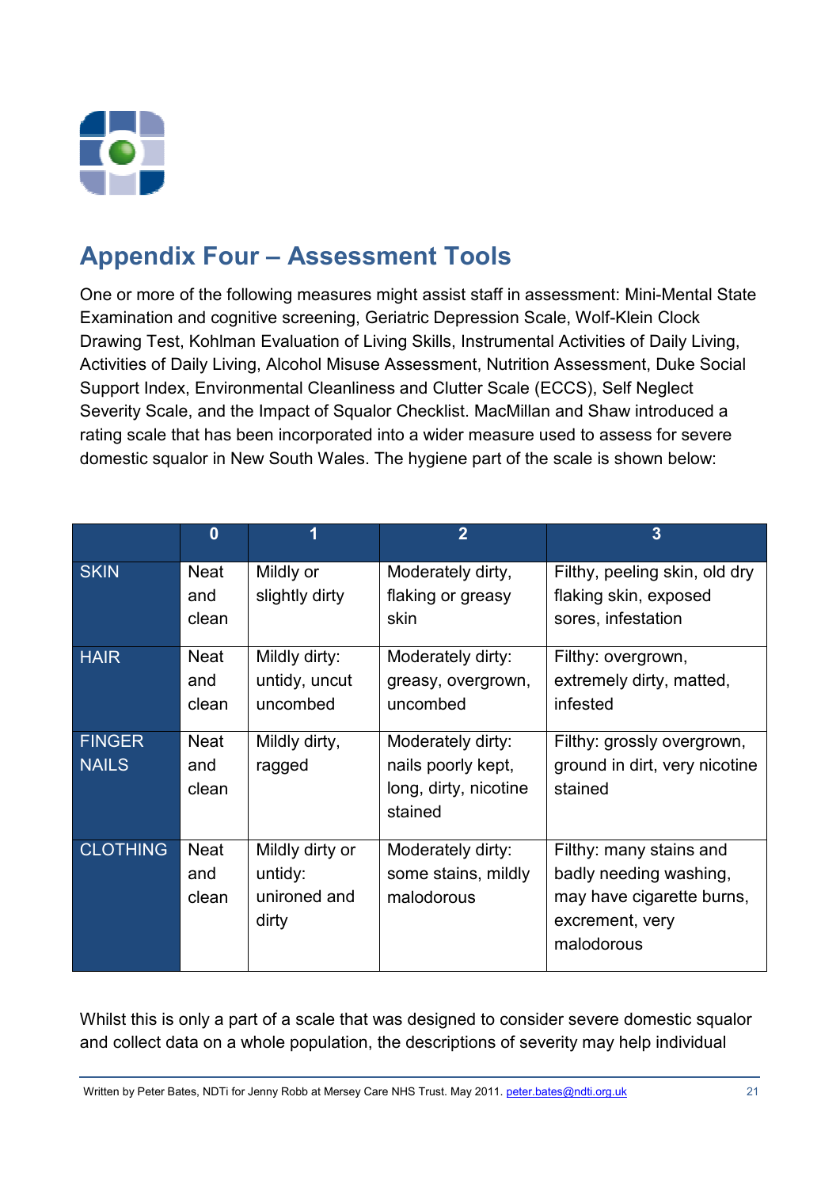## Appendix Four – Assessment Tools

One or more of the following measures might assist staff in assessment: Mini-Mental State Examination and cognitive screening, Geriatric Depression Scale, Wolf-Klein Clock Drawing Test, Kohlman Evaluation of Living Skills, Instrumental Activities of Daily Living, Activities of Daily Living, Alcohol Misuse Assessment, Nutrition Assessment, Duke Social Support Index, Environmental Cleanliness and Clutter Scale (ECCS), Self Neglect Severity Scale, and the Impact of Squalor Checklist. MacMillan and Shaw introduced a rating scale that has been incorporated into a wider measure used to assess for severe domestic squalor in New South Wales. The hygiene part of the scale is shown below:

| | 0 | 1 | 2 | 3 |
|---|---|---|---|---|
| SKIN | Neat and clean | Mildly or slightly dirty | Moderately dirty, flaking or greasy skin | Filthy, peeling skin, old dry flaking skin, exposed sores, infestation |
| HAIR | Neat and clean | Mildly dirty: untidy, uncut uncombed | Moderately dirty: greasy, overgrown, uncombed | Filthy: overgrown, extremely dirty, matted, infested |
| FINGER NAILS | Neat and clean | Mildly dirty, ragged | Moderately dirty: nails poorly kept, long, dirty, nicotine stained | Filthy: grossly overgrown, ground in dirt, very nicotine stained |
| CLOTHING | Neat and clean | Mildly dirty or untidy: unironed and dirty | Moderately dirty: some stains, mildly malodorous | Filthy: many stains and badly needing washing, may have cigarette burns, excrement, very malodorous |

Whilst this is only a part of a scale that was designed to consider severe domestic squalor and collect data on a whole population, the descriptions of severity may help individual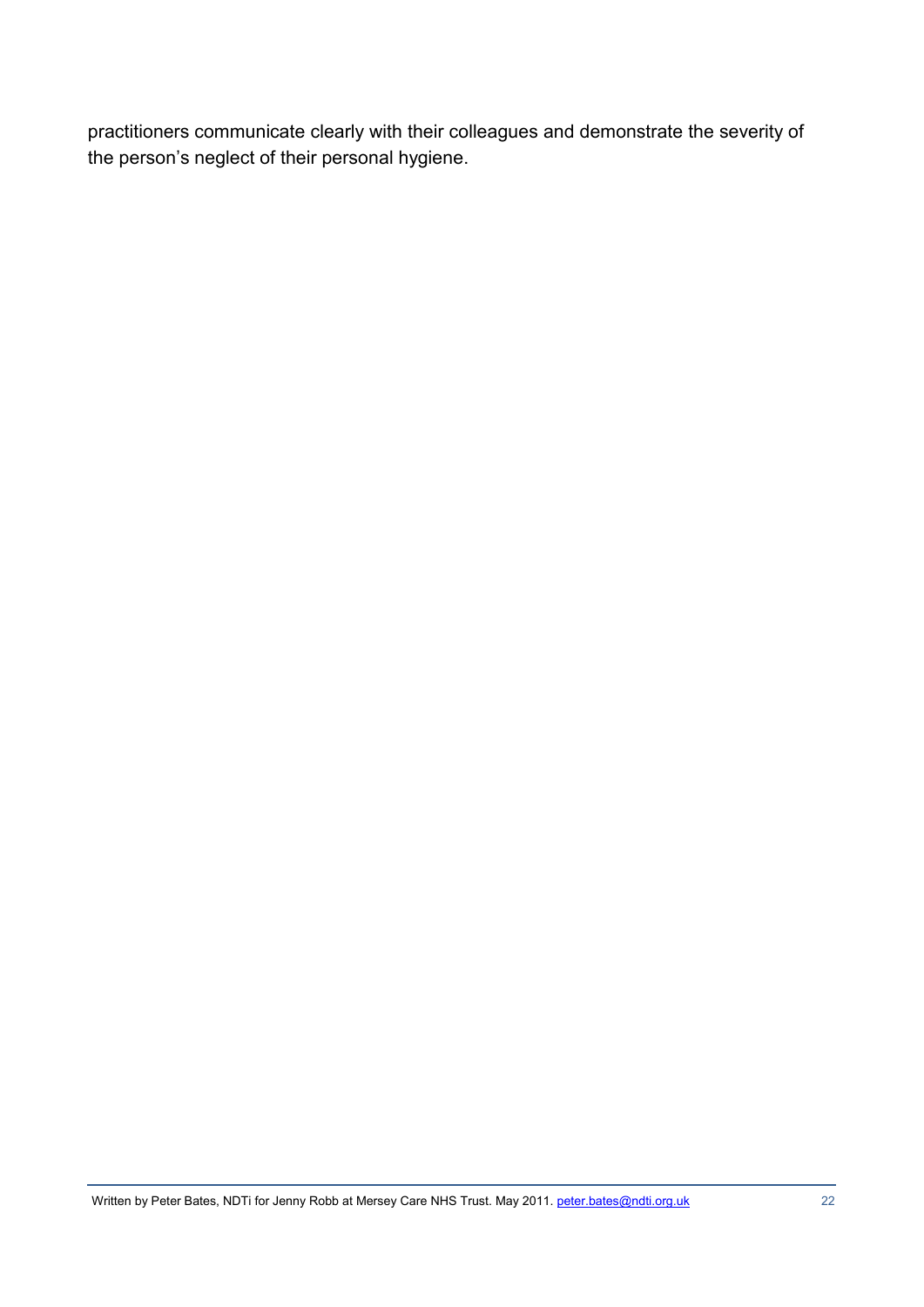practitioners communicate clearly with their colleagues and demonstrate the severity of the person's neglect of their personal hygiene.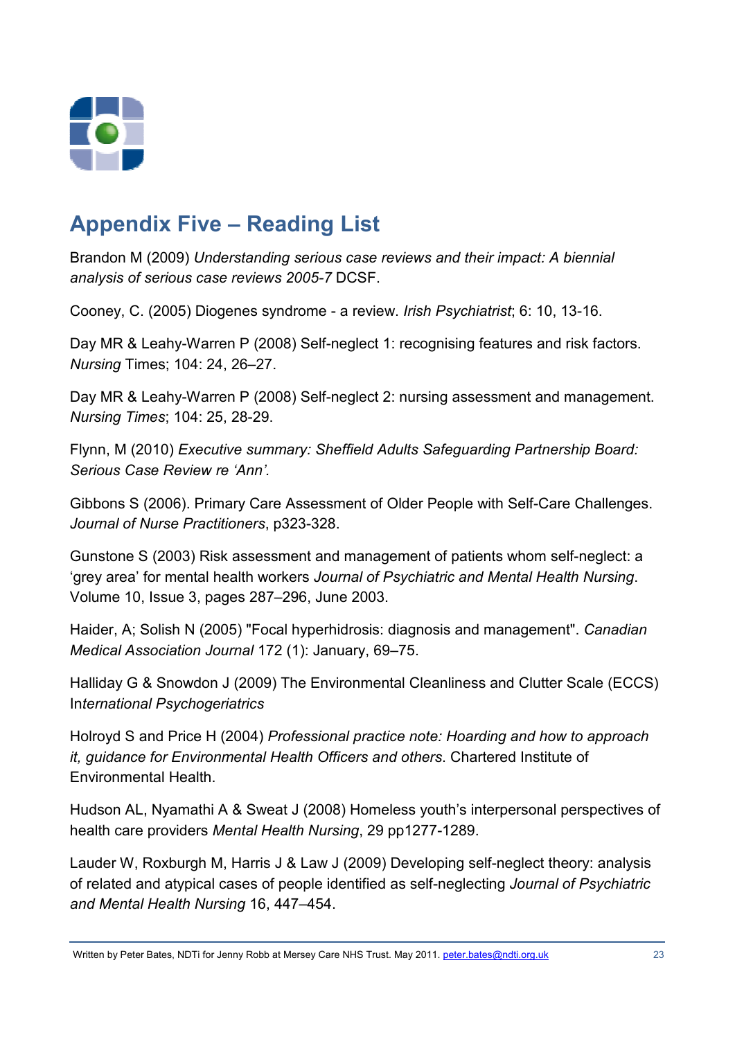## Appendix Five – Reading List

Brandon M (2009) *Understanding serious case reviews and their impact: A biennial analysis of serious case reviews 2005-7* DCSF.

Cooney, C. (2005) Diogenes syndrome - a review. *Irish Psychiatrist*; 6: 10, 13-16.

Day MR & Leahy-Warren P (2008) Self-neglect 1: recognising features and risk factors. *Nursing* Times; 104: 24, 26–27.

Day MR & Leahy-Warren P (2008) Self-neglect 2: nursing assessment and management. *Nursing Times*; 104: 25, 28-29.

Flynn, M (2010) *Executive summary: Sheffield Adults Safeguarding Partnership Board: Serious Case Review re 'Ann'.*

Gibbons S (2006). Primary Care Assessment of Older People with Self-Care Challenges. *Journal of Nurse Practitioners*, p323-328.

Gunstone S (2003) Risk assessment and management of patients whom self-neglect: a 'grey area' for mental health workers *Journal of Psychiatric and Mental Health Nursing*. Volume 10, Issue 3, pages 287–296, June 2003.

Haider, A; Solish N (2005) "Focal hyperhidrosis: diagnosis and management". *Canadian Medical Association Journal* 172 (1): January, 69–75.

Halliday G & Snowdon J (2009) The Environmental Cleanliness and Clutter Scale (ECCS) In*ternational Psychogeriatrics*

Holroyd S and Price H (2004) *Professional practice note: Hoarding and how to approach it, guidance for Environmental Health Officers and others*. Chartered Institute of Environmental Health.

Hudson AL, Nyamathi A & Sweat J (2008) Homeless youth's interpersonal perspectives of health care providers *Mental Health Nursing*, 29 pp1277-1289.

Lauder W, Roxburgh M, Harris J & Law J (2009) Developing self-neglect theory: analysis of related and atypical cases of people identified as self-neglecting *Journal of Psychiatric and Mental Health Nursing* 16, 447–454.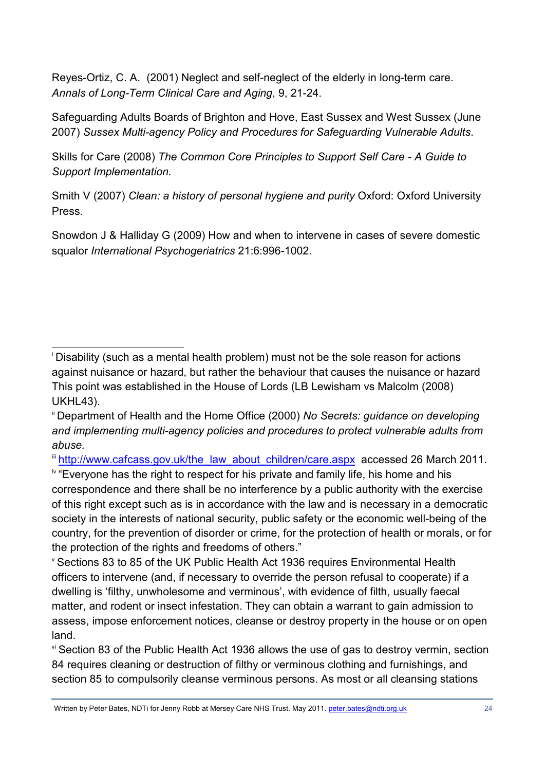Reyes-Ortiz, C. A. (2001) Neglect and self-neglect of the elderly in long-term care. *Annals of Long-Term Clinical Care and Aging*, 9, 21-24.

Safeguarding Adults Boards of Brighton and Hove, East Sussex and West Sussex (June 2007) *Sussex Multi-agency Policy and Procedures for Safeguarding Vulnerable Adults*.

Skills for Care (2008) *The Common Core Principles to Support Self Care - A Guide to Support Implementation.*

Smith V (2007) *Clean: a history of personal hygiene and purity* Oxford: Oxford University Press.

Snowdon J & Halliday G (2009) How and when to intervene in cases of severe domestic squalor *International Psychogeriatrics* 21:6:996-1002.

---

[i] Disability (such as a mental health problem) must not be the sole reason for actions against nuisance or hazard, but rather the behaviour that causes the nuisance or hazard This point was established in the House of Lords (LB Lewisham vs Malcolm (2008) UKHL43).

[ii] Department of Health and the Home Office (2000) *No Secrets: guidance on developing and implementing multi-agency policies and procedures to protect vulnerable adults from abuse.*

[iii] [http://www.cafcass.gov.uk/the_law_about_children/care.aspx](http://www.cafcass.gov.uk/the_law_about_children/care.aspx) accessed 26 March 2011.

[iv] "Everyone has the right to respect for his private and family life, his home and his correspondence and there shall be no interference by a public authority with the exercise of this right except such as is in accordance with the law and is necessary in a democratic society in the interests of national security, public safety or the economic well-being of the country, for the prevention of disorder or crime, for the protection of health or morals, or for the protection of the rights and freedoms of others."

[v] Sections 83 to 85 of the UK Public Health Act 1936 requires Environmental Health officers to intervene (and, if necessary to override the person refusal to cooperate) if a dwelling is 'filthy, unwholesome and verminous', with evidence of filth, usually faecal matter, and rodent or insect infestation. They can obtain a warrant to gain admission to assess, impose enforcement notices, cleanse or destroy property in the house or on open land.

[vi] Section 83 of the Public Health Act 1936 allows the use of gas to destroy vermin, section 84 requires cleaning or destruction of filthy or verminous clothing and furnishings, and section 85 to compulsorily cleanse verminous persons. As most or all cleansing stations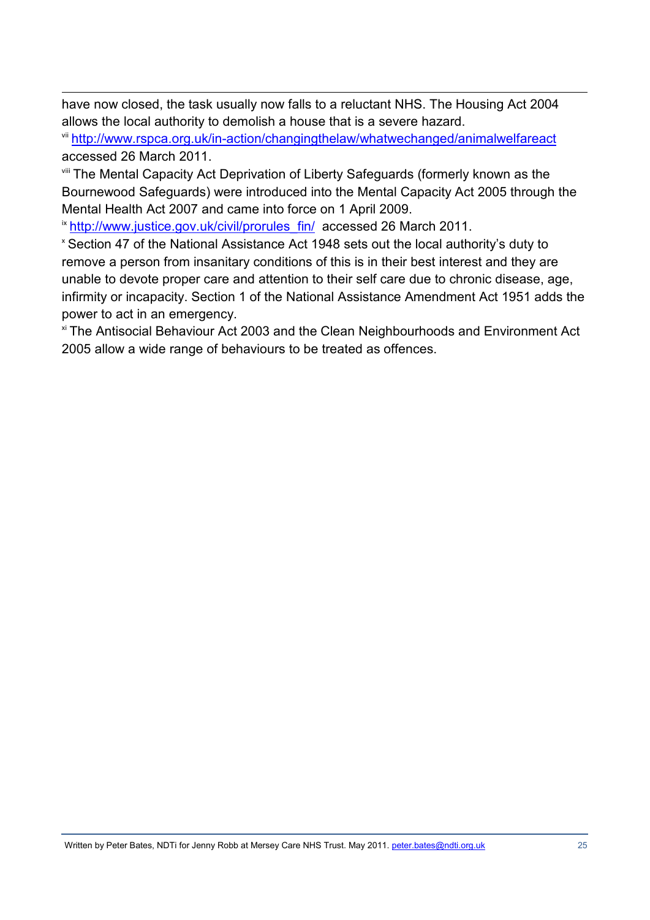have now closed, the task usually now falls to a reluctant NHS. The Housing Act 2004 allows the local authority to demolish a house that is a severe hazard.

[vii] http://www.rspca.org.uk/in-action/changingthelaw/whatwechanged/animalwelfareact accessed 26 March 2011.

[viii] The Mental Capacity Act Deprivation of Liberty Safeguards (formerly known as the Bournewood Safeguards) were introduced into the Mental Capacity Act 2005 through the Mental Health Act 2007 and came into force on 1 April 2009.

[ix] http://www.justice.gov.uk/civil/prorules_fin/ accessed 26 March 2011.

[x] Section 47 of the National Assistance Act 1948 sets out the local authority's duty to remove a person from insanitary conditions of this is in their best interest and they are unable to devote proper care and attention to their self care due to chronic disease, age, infirmity or incapacity. Section 1 of the National Assistance Amendment Act 1951 adds the power to act in an emergency.

[xi] The Antisocial Behaviour Act 2003 and the Clean Neighbourhoods and Environment Act 2005 allow a wide range of behaviours to be treated as offences.